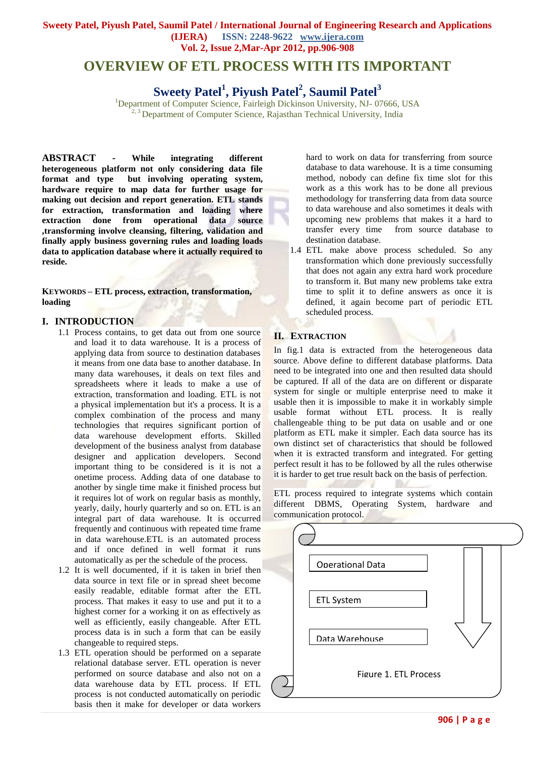# OVERVIEW OF ETL PROCESS WITH ITS IMPORTANT

**Sweety Patel[1], Piyush Patel[2], Saumil Patel[3]**

[1]Department of Computer Science, Fairleigh Dickinson University, NJ- 07666, USA
[2, 3] Department of Computer Science, Rajasthan Technical University, India

**ABSTRACT - While integrating different heterogeneous platform not only considering data file format and type but involving operating system, hardware require to map data for further usage for making out decision and report generation. ETL stands for extraction, transformation and loading where extraction done from operational data source ,transforming involve cleansing, filtering, validation and finally apply business governing rules and loading loads data to application database where it actually required to reside.**

**KEYWORDS – ETL process, extraction, transformation, loading**

## I. INTRODUCTION

1.1 Process contains, to get data out from one source and load it to data warehouse. It is a process of applying data from source to destination databases it means from one data base to another database. In many data warehouses, it deals on text files and spreadsheets where it leads to make a use of extraction, transformation and loading. ETL is not a physical implementation but it's a process. It is a complex combination of the process and many technologies that requires significant portion of data warehouse development efforts. Skilled development of the business analyst from database designer and application developers. Second important thing to be considered is it is not a onetime process. Adding data of one database to another by single time make it finished process but it requires lot of work on regular basis as monthly, yearly, daily, hourly quarterly and so on. ETL is an integral part of data warehouse. It is occurred frequently and continuous with repeated time frame in data warehouse.ETL is an automated process and if once defined in well format it runs automatically as per the schedule of the process.

1.2 It is well documented, if it is taken in brief then data source in text file or in spread sheet become easily readable, editable format after the ETL process. That makes it easy to use and put it to a highest corner for a working it on as effectively as well as efficiently, easily changeable. After ETL process data is in such a form that can be easily changeable to required steps.

1.3 ETL operation should be performed on a separate relational database server. ETL operation is never performed on source database and also not on a data warehouse data by ETL process. If ETL process is not conducted automatically on periodic basis then it make for developer or data workers hard to work on data for transferring from source database to data warehouse. It is a time consuming method, nobody can define fix time slot for this work as a this work has to be done all previous methodology for transferring data from data source to data warehouse and also sometimes it deals with upcoming new problems that makes it a hard to transfer every time from source database to destination database.

1.4 ETL make above process scheduled. So any transformation which done previously successfully that does not again any extra hard work procedure to transform it. But many new problems take extra time to split it to define answers as once it is defined, it again become part of periodic ETL scheduled process.

## II. EXTRACTION

In fig.1 data is extracted from the heterogeneous data source. Above define to different database platforms. Data need to be integrated into one and then resulted data should be captured. If all of the data are on different or disparate system for single or multiple enterprise need to make it usable then it is impossible to make it in workably simple usable format without ETL process. It is really challengeable thing to be put data on usable and or one platform as ETL make it simpler. Each data source has its own distinct set of characteristics that should be followed when it is extracted transform and integrated. For getting perfect result it has to be followed by all the rules otherwise it is harder to get true result back on the basis of perfection.

ETL process required to integrate systems which contain different DBMS, Operating System, hardware and communication protocol.

Operational Data

ETL System

Data Warehouse

Figure 1. ETL Process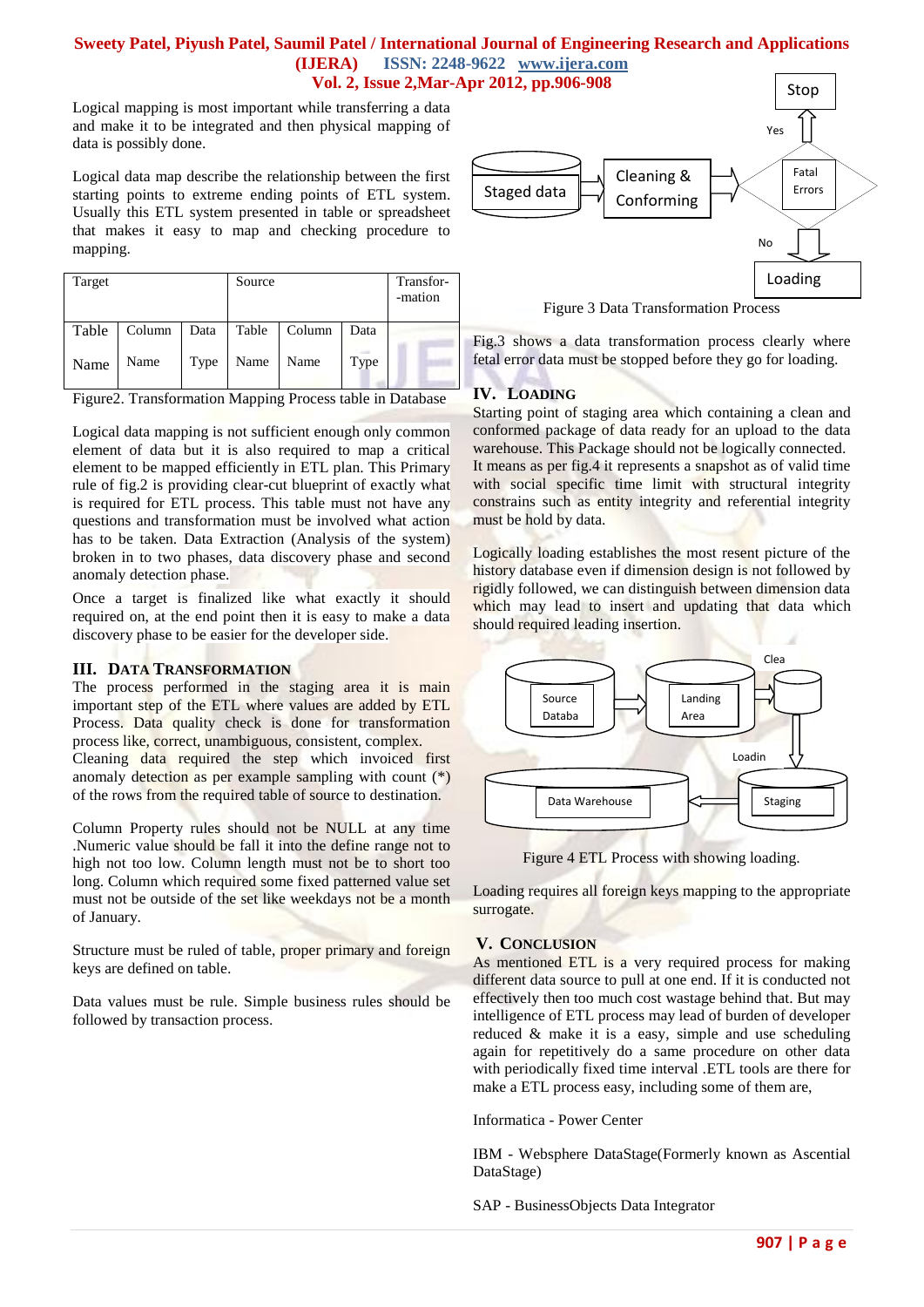Logical mapping is most important while transferring a data and make it to be integrated and then physical mapping of data is possibly done.

Logical data map describe the relationship between the first starting points to extreme ending points of ETL system. Usually this ETL system presented in table or spreadsheet that makes it easy to map and checking procedure to mapping.

| Target | | | Source | | | Transfor--mation |
|---|---|---|---|---|---|---|
| Table Name | Column Name | Data Type | Table Name | Column Name | Data Type | |

Figure2. Transformation Mapping Process table in Database

Logical data mapping is not sufficient enough only common element of data but it is also required to map a critical element to be mapped efficiently in ETL plan. This Primary rule of fig.2 is providing clear-cut blueprint of exactly what is required for ETL process. This table must not have any questions and transformation must be involved what action has to be taken. Data Extraction (Analysis of the system) broken in to two phases, data discovery phase and second anomaly detection phase.

Once a target is finalized like what exactly it should required on, at the end point then it is easy to make a data discovery phase to be easier for the developer side.

## III. Data Transformation

The process performed in the staging area it is main important step of the ETL where values are added by ETL Process. Data quality check is done for transformation process like, correct, unambiguous, consistent, complex.

Cleaning data required the step which invoiced first anomaly detection as per example sampling with count (*) of the rows from the required table of source to destination.

Column Property rules should not be NULL at any time .Numeric value should be fall it into the define range not to high not too low. Column length must not be to short too long. Column which required some fixed patterned value set must not be outside of the set like weekdays not be a month of January.

Structure must be ruled of table, proper primary and foreign keys are defined on table.

Data values must be rule. Simple business rules should be followed by transaction process.

Staged data → Cleaning & Conforming → Fatal Errors → Yes: Stop; No: Loading

Figure 3 Data Transformation Process

Fig.3 shows a data transformation process clearly where fetal error data must be stopped before they go for loading.

## IV. Loading

Starting point of staging area which containing a clean and conformed package of data ready for an upload to the data warehouse. This Package should not be logically connected. It means as per fig.4 it represents a snapshot as of valid time with social specific time limit with structural integrity constrains such as entity integrity and referential integrity must be hold by data.

Logically loading establishes the most resent picture of the history database even if dimension design is not followed by rigidly followed, we can distinguish between dimension data which may lead to insert and updating that data which should required leading insertion.

Source Databa → Landing Area → Clea → Loadin → Staging → Data Warehouse

Figure 4 ETL Process with showing loading.

Loading requires all foreign keys mapping to the appropriate surrogate.

## V. Conclusion

As mentioned ETL is a very required process for making different data source to pull at one end. If it is conducted not effectively then too much cost wastage behind that. But may intelligence of ETL process may lead of burden of developer reduced & make it is a easy, simple and use scheduling again for repetitively do a same procedure on other data with periodically fixed time interval .ETL tools are there for make a ETL process easy, including some of them are,

Informatica - Power Center

IBM - Websphere DataStage(Formerly known as Ascential DataStage)

SAP - BusinessObjects Data Integrator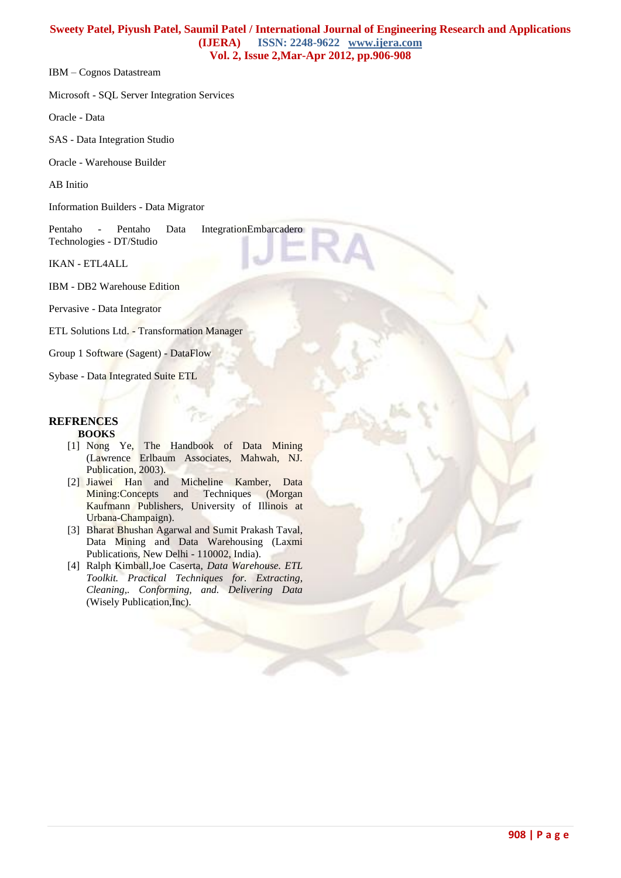IBM – Cognos Datastream

Microsoft - SQL Server Integration Services

Oracle - Data

SAS - Data Integration Studio

Oracle - Warehouse Builder

AB Initio

Information Builders - Data Migrator

Pentaho - Pentaho Data IntegrationEmbarcadero Technologies - DT/Studio

IKAN - ETL4ALL

IBM - DB2 Warehouse Edition

Pervasive - Data Integrator

ETL Solutions Ltd. - Transformation Manager

Group 1 Software (Sagent) - DataFlow

Sybase - Data Integrated Suite ETL

## REFRENCES

### BOOKS

[1] Nong Ye, The Handbook of Data Mining (Lawrence Erlbaum Associates, Mahwah, NJ. Publication, 2003).

[2] Jiawei Han and Micheline Kamber, Data Mining:Concepts and Techniques (Morgan Kaufmann Publishers, University of Illinois at Urbana-Champaign).

[3] Bharat Bhushan Agarwal and Sumit Prakash Taval, Data Mining and Data Warehousing (Laxmi Publications, New Delhi - 110002, India).

[4] Ralph Kimball,Joe Caserta, *Data Warehouse. ETL Toolkit. Practical Techniques for. Extracting, Cleaning,. Conforming, and. Delivering Data* (Wisely Publication,Inc).